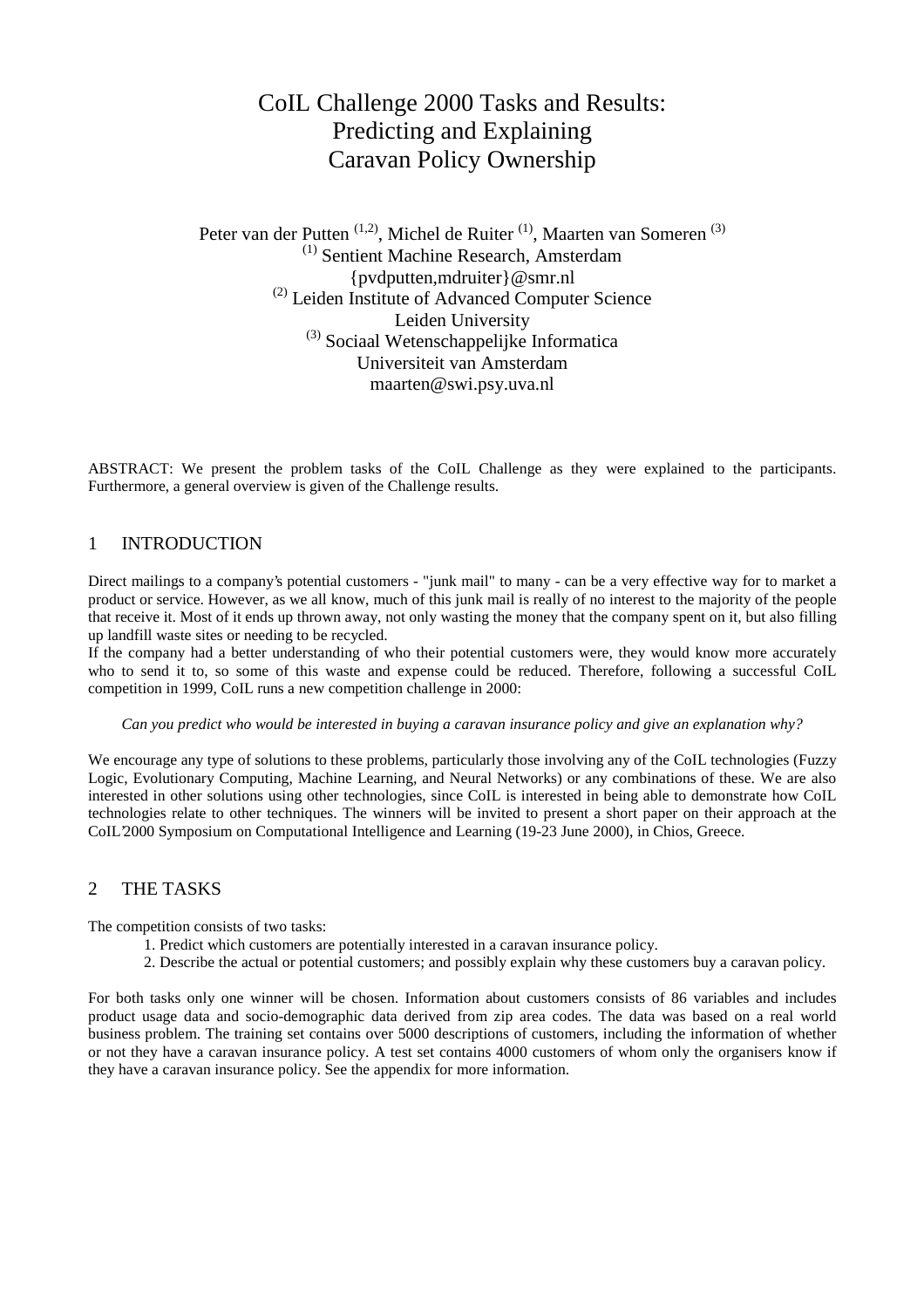# CoIL Challenge 2000 Tasks and Results: Predicting and Explaining Caravan Policy Ownership

Peter van der Putten [1,2], Michel de Ruiter [1], Maarten van Someren [3]

[1] Sentient Machine Research, Amsterdam
{pvdputten,mdruiter}@smr.nl

[2] Leiden Institute of Advanced Computer Science
Leiden University

[3] Sociaal Wetenschappelijke Informatica
Universiteit van Amsterdam
maarten@swi.psy.uva.nl

ABSTRACT: We present the problem tasks of the CoIL Challenge as they were explained to the participants. Furthermore, a general overview is given of the Challenge results.

## 1 INTRODUCTION

Direct mailings to a company's potential customers - "junk mail" to many - can be a very effective way for to market a product or service. However, as we all know, much of this junk mail is really of no interest to the majority of the people that receive it. Most of it ends up thrown away, not only wasting the money that the company spent on it, but also filling up landfill waste sites or needing to be recycled.

If the company had a better understanding of who their potential customers were, they would know more accurately who to send it to, so some of this waste and expense could be reduced. Therefore, following a successful CoIL competition in 1999, CoIL runs a new competition challenge in 2000:

*Can you predict who would be interested in buying a caravan insurance policy and give an explanation why?*

We encourage any type of solutions to these problems, particularly those involving any of the CoIL technologies (Fuzzy Logic, Evolutionary Computing, Machine Learning, and Neural Networks) or any combinations of these. We are also interested in other solutions using other technologies, since CoIL is interested in being able to demonstrate how CoIL technologies relate to other techniques. The winners will be invited to present a short paper on their approach at the CoIL'2000 Symposium on Computational Intelligence and Learning (19-23 June 2000), in Chios, Greece.

## 2 THE TASKS

The competition consists of two tasks:

1. Predict which customers are potentially interested in a caravan insurance policy.
2. Describe the actual or potential customers; and possibly explain why these customers buy a caravan policy.

For both tasks only one winner will be chosen. Information about customers consists of 86 variables and includes product usage data and socio-demographic data derived from zip area codes. The data was based on a real world business problem. The training set contains over 5000 descriptions of customers, including the information of whether or not they have a caravan insurance policy. A test set contains 4000 customers of whom only the organisers know if they have a caravan insurance policy. See the appendix for more information.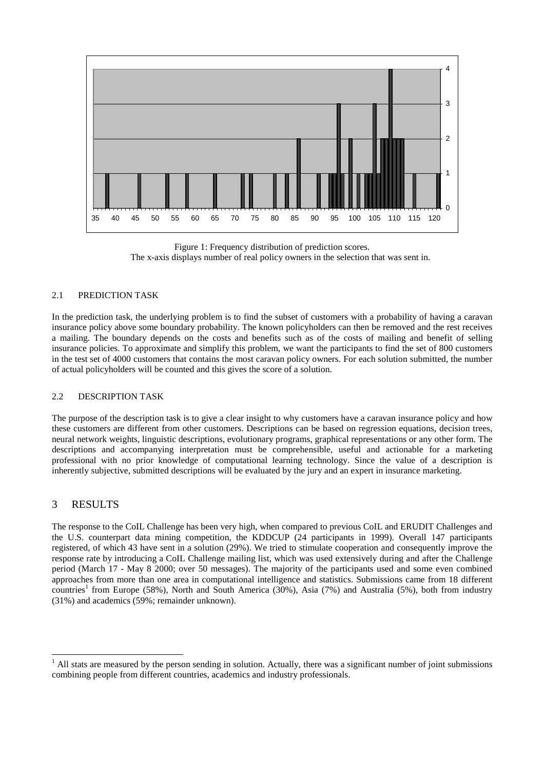Figure 1: Frequency distribution of prediction scores.
The x-axis displays number of real policy owners in the selection that was sent in.

### 2.1 PREDICTION TASK

In the prediction task, the underlying problem is to find the subset of customers with a probability of having a caravan insurance policy above some boundary probability. The known policyholders can then be removed and the rest receives a mailing. The boundary depends on the costs and benefits such as of the costs of mailing and benefit of selling insurance policies. To approximate and simplify this problem, we want the participants to find the set of 800 customers in the test set of 4000 customers that contains the most caravan policy owners. For each solution submitted, the number of actual policyholders will be counted and this gives the score of a solution.

### 2.2 DESCRIPTION TASK

The purpose of the description task is to give a clear insight to why customers have a caravan insurance policy and how these customers are different from other customers. Descriptions can be based on regression equations, decision trees, neural network weights, linguistic descriptions, evolutionary programs, graphical representations or any other form. The descriptions and accompanying interpretation must be comprehensible, useful and actionable for a marketing professional with no prior knowledge of computational learning technology. Since the value of a description is inherently subjective, submitted descriptions will be evaluated by the jury and an expert in insurance marketing.

## 3 RESULTS

The response to the CoIL Challenge has been very high, when compared to previous CoIL and ERUDIT Challenges and the U.S. counterpart data mining competition, the KDDCUP (24 participants in 1999). Overall 147 participants registered, of which 43 have sent in a solution (29%). We tried to stimulate cooperation and consequently improve the response rate by introducing a CoIL Challenge mailing list, which was used extensively during and after the Challenge period (March 17 - May 8 2000; over 50 messages). The majority of the participants used and some even combined approaches from more than one area in computational intelligence and statistics. Submissions came from 18 different countries[1] from Europe (58%), North and South America (30%), Asia (7%) and Australia (5%), both from industry (31%) and academics (59%; remainder unknown).

[1] All stats are measured by the person sending in solution. Actually, there was a significant number of joint submissions combining people from different countries, academics and industry professionals.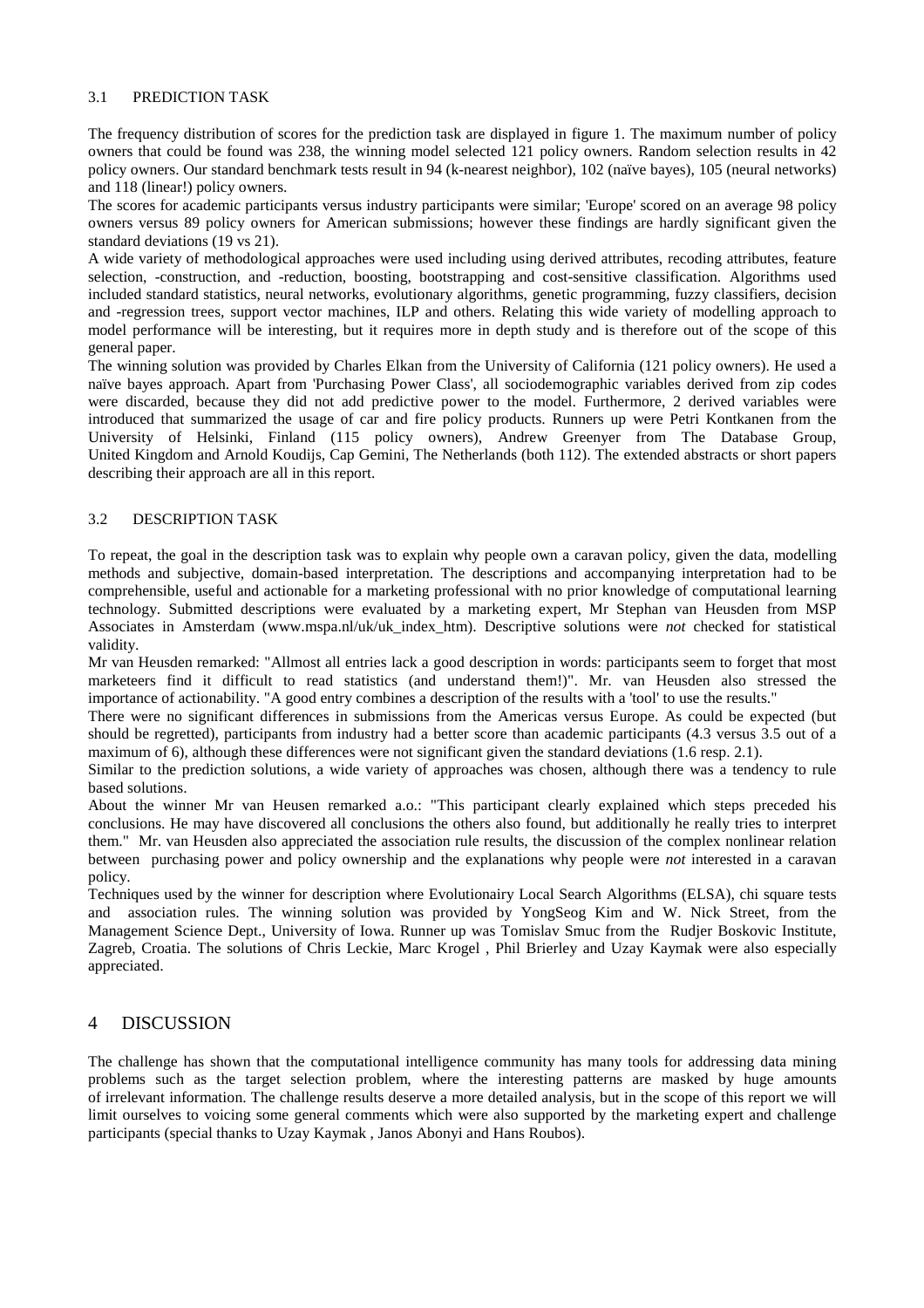### 3.1 PREDICTION TASK

The frequency distribution of scores for the prediction task are displayed in figure 1. The maximum number of policy owners that could be found was 238, the winning model selected 121 policy owners. Random selection results in 42 policy owners. Our standard benchmark tests result in 94 (k-nearest neighbor), 102 (naïve bayes), 105 (neural networks) and 118 (linear!) policy owners.

The scores for academic participants versus industry participants were similar; 'Europe' scored on an average 98 policy owners versus 89 policy owners for American submissions; however these findings are hardly significant given the standard deviations (19 vs 21).

A wide variety of methodological approaches were used including using derived attributes, recoding attributes, feature selection, -construction, and -reduction, boosting, bootstrapping and cost-sensitive classification. Algorithms used included standard statistics, neural networks, evolutionary algorithms, genetic programming, fuzzy classifiers, decision and -regression trees, support vector machines, ILP and others. Relating this wide variety of modelling approach to model performance will be interesting, but it requires more in depth study and is therefore out of the scope of this general paper.

The winning solution was provided by Charles Elkan from the University of California (121 policy owners). He used a naïve bayes approach. Apart from 'Purchasing Power Class', all sociodemographic variables derived from zip codes were discarded, because they did not add predictive power to the model. Furthermore, 2 derived variables were introduced that summarized the usage of car and fire policy products. Runners up were Petri Kontkanen from the University of Helsinki, Finland (115 policy owners), Andrew Greenyer from The Database Group, United Kingdom and Arnold Koudijs, Cap Gemini, The Netherlands (both 112). The extended abstracts or short papers describing their approach are all in this report.

### 3.2 DESCRIPTION TASK

To repeat, the goal in the description task was to explain why people own a caravan policy, given the data, modelling methods and subjective, domain-based interpretation. The descriptions and accompanying interpretation had to be comprehensible, useful and actionable for a marketing professional with no prior knowledge of computational learning technology. Submitted descriptions were evaluated by a marketing expert, Mr Stephan van Heusden from MSP Associates in Amsterdam (www.mspa.nl/uk/uk_index_htm). Descriptive solutions were *not* checked for statistical validity.

Mr van Heusden remarked: "Allmost all entries lack a good description in words: participants seem to forget that most marketeers find it difficult to read statistics (and understand them!)". Mr. van Heusden also stressed the importance of actionability. "A good entry combines a description of the results with a 'tool' to use the results."

There were no significant differences in submissions from the Americas versus Europe. As could be expected (but should be regretted), participants from industry had a better score than academic participants (4.3 versus 3.5 out of a maximum of 6), although these differences were not significant given the standard deviations (1.6 resp. 2.1).

Similar to the prediction solutions, a wide variety of approaches was chosen, although there was a tendency to rule based solutions.

About the winner Mr van Heusen remarked a.o.: "This participant clearly explained which steps preceded his conclusions. He may have discovered all conclusions the others also found, but additionally he really tries to interpret them." Mr. van Heusden also appreciated the association rule results, the discussion of the complex nonlinear relation between purchasing power and policy ownership and the explanations why people were *not* interested in a caravan policy.

Techniques used by the winner for description where Evolutionairy Local Search Algorithms (ELSA), chi square tests and association rules. The winning solution was provided by YongSeog Kim and W. Nick Street, from the Management Science Dept., University of Iowa. Runner up was Tomislav Smuc from the Rudjer Boskovic Institute, Zagreb, Croatia. The solutions of Chris Leckie, Marc Krogel , Phil Brierley and Uzay Kaymak were also especially appreciated.

## 4 DISCUSSION

The challenge has shown that the computational intelligence community has many tools for addressing data mining problems such as the target selection problem, where the interesting patterns are masked by huge amounts of irrelevant information. The challenge results deserve a more detailed analysis, but in the scope of this report we will limit ourselves to voicing some general comments which were also supported by the marketing expert and challenge participants (special thanks to Uzay Kaymak , Janos Abonyi and Hans Roubos).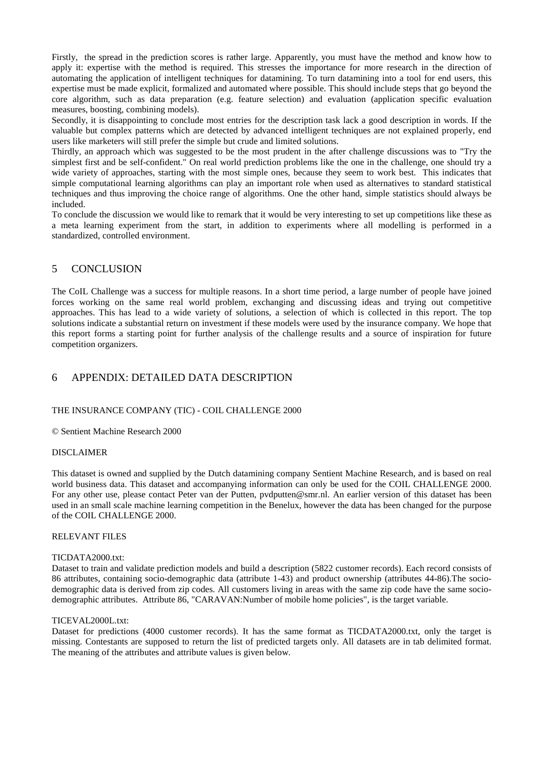Firstly, the spread in the prediction scores is rather large. Apparently, you must have the method and know how to apply it: expertise with the method is required. This stresses the importance for more research in the direction of automating the application of intelligent techniques for datamining. To turn datamining into a tool for end users, this expertise must be made explicit, formalized and automated where possible. This should include steps that go beyond the core algorithm, such as data preparation (e.g. feature selection) and evaluation (application specific evaluation measures, boosting, combining models).

Secondly, it is disappointing to conclude most entries for the description task lack a good description in words. If the valuable but complex patterns which are detected by advanced intelligent techniques are not explained properly, end users like marketers will still prefer the simple but crude and limited solutions.

Thirdly, an approach which was suggested to be the most prudent in the after challenge discussions was to "Try the simplest first and be self-confident." On real world prediction problems like the one in the challenge, one should try a wide variety of approaches, starting with the most simple ones, because they seem to work best. This indicates that simple computational learning algorithms can play an important role when used as alternatives to standard statistical techniques and thus improving the choice range of algorithms. One the other hand, simple statistics should always be included.

To conclude the discussion we would like to remark that it would be very interesting to set up competitions like these as a meta learning experiment from the start, in addition to experiments where all modelling is performed in a standardized, controlled environment.

## 5 CONCLUSION

The CoIL Challenge was a success for multiple reasons. In a short time period, a large number of people have joined forces working on the same real world problem, exchanging and discussing ideas and trying out competitive approaches. This has lead to a wide variety of solutions, a selection of which is collected in this report. The top solutions indicate a substantial return on investment if these models were used by the insurance company. We hope that this report forms a starting point for further analysis of the challenge results and a source of inspiration for future competition organizers.

## 6 APPENDIX: DETAILED DATA DESCRIPTION

THE INSURANCE COMPANY (TIC) - COIL CHALLENGE 2000

© Sentient Machine Research 2000

DISCLAIMER

This dataset is owned and supplied by the Dutch datamining company Sentient Machine Research, and is based on real world business data. This dataset and accompanying information can only be used for the COIL CHALLENGE 2000. For any other use, please contact Peter van der Putten, pvdputten@smr.nl. An earlier version of this dataset has been used in an small scale machine learning competition in the Benelux, however the data has been changed for the purpose of the COIL CHALLENGE 2000.

RELEVANT FILES

TICDATA2000.txt:

Dataset to train and validate prediction models and build a description (5822 customer records). Each record consists of 86 attributes, containing socio-demographic data (attribute 1-43) and product ownership (attributes 44-86).The socio-demographic data is derived from zip codes. All customers living in areas with the same zip code have the same socio-demographic attributes. Attribute 86, "CARAVAN:Number of mobile home policies", is the target variable.

TICEVAL2000L.txt:

Dataset for predictions (4000 customer records). It has the same format as TICDATA2000.txt, only the target is missing. Contestants are supposed to return the list of predicted targets only. All datasets are in tab delimited format. The meaning of the attributes and attribute values is given below.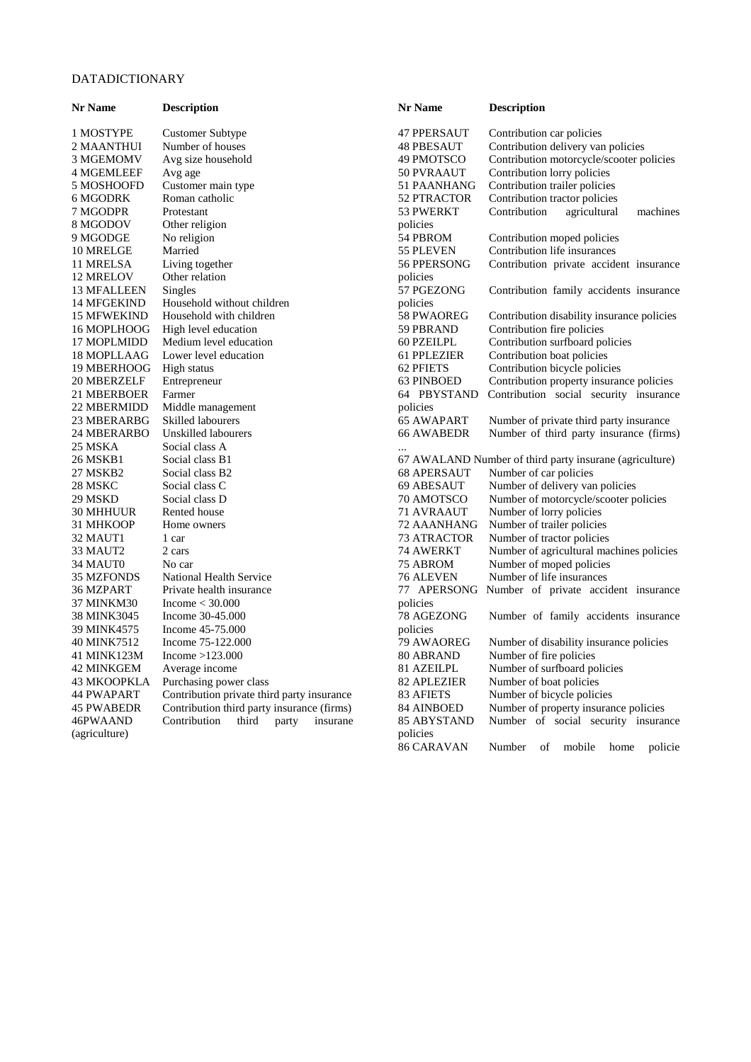DATADICTIONARY

| Nr | Name | Description |
|---|---|---|
| 1 | MOSTYPE | Customer Subtype |
| 2 | MAANTHUI | Number of houses |
| 3 | MGEMOMV | Avg size household |
| 4 | MGEMLEEF | Avg age |
| 5 | MOSHOOFD | Customer main type |
| 6 | MGODRK | Roman catholic |
| 7 | MGODPR | Protestant |
| 8 | MGODOV | Other religion |
| 9 | MGODGE | No religion |
| 10 | MRELGE | Married |
| 11 | MRELSA | Living together |
| 12 | MRELOV | Other relation |
| 13 | MFALLEEN | Singles |
| 14 | MFGEKIND | Household without children |
| 15 | MFWEKIND | Household with children |
| 16 | MOPLHOOG | High level education |
| 17 | MOPLMIDD | Medium level education |
| 18 | MOPLLAAG | Lower level education |
| 19 | MBERHOOG | High status |
| 20 | MBERZELF | Entrepreneur |
| 21 | MBERBOER | Farmer |
| 22 | MBERMIDD | Middle management |
| 23 | MBERARBG | Skilled labourers |
| 24 | MBERARBO | Unskilled labourers |
| 25 | MSKA | Social class A |
| 26 | MSKB1 | Social class B1 |
| 27 | MSKB2 | Social class B2 |
| 28 | MSKC | Social class C |
| 29 | MSKD | Social class D |
| 30 | MHHUUR | Rented house |
| 31 | MHKOOP | Home owners |
| 32 | MAUT1 | 1 car |
| 33 | MAUT2 | 2 cars |
| 34 | MAUT0 | No car |
| 35 | MZFONDS | National Health Service |
| 36 | MZPART | Private health insurance |
| 37 | MINKM30 | Income < 30.000 |
| 38 | MINK3045 | Income 30-45.000 |
| 39 | MINK4575 | Income 45-75.000 |
| 40 | MINK7512 | Income 75-122.000 |
| 41 | MINK123M | Income >123.000 |
| 42 | MINKGEM | Average income |
| 43 | MKOOPKLA | Purchasing power class |
| 44 | PWAPART | Contribution private third party insurance |
| 45 | PWABEDR | Contribution third party insurance (firms) |
| 46 | PWAAND | Contribution third party insurane (agriculture) |
| 47 | PPERSAUT | Contribution car policies |
| 48 | PBESAUT | Contribution delivery van policies |
| 49 | PMOTSCO | Contribution motorcycle/scooter policies |
| 50 | PVRAAUT | Contribution lorry policies |
| 51 | PAANHANG | Contribution trailer policies |
| 52 | PTRACTOR | Contribution tractor policies |
| 53 | PWERKT | Contribution agricultural machines policies |
| 54 | PBROM | Contribution moped policies |
| 55 | PLEVEN | Contribution life insurances |
| 56 | PPERSONG | Contribution private accident insurance policies |
| 57 | PGEZONG | Contribution family accidents insurance policies |
| 58 | PWAOREG | Contribution disability insurance policies |
| 59 | PBRAND | Contribution fire policies |
| 60 | PZEILPL | Contribution surfboard policies |
| 61 | PPLEZIER | Contribution boat policies |
| 62 | PFIETS | Contribution bicycle policies |
| 63 | PINBOED | Contribution property insurance policies |
| 64 | PBYSTAND | Contribution social security insurance policies |
| 65 | AWAPART | Number of private third party insurance |
| 66 | AWABEDR | Number of third party insurance (firms) ... |
| 67 | AWALAND | Number of third party insurane (agriculture) |
| 68 | APERSAUT | Number of car policies |
| 69 | ABESAUT | Number of delivery van policies |
| 70 | AMOTSCO | Number of motorcycle/scooter policies |
| 71 | AVRAAUT | Number of lorry policies |
| 72 | AAANHANG | Number of trailer policies |
| 73 | ATRACTOR | Number of tractor policies |
| 74 | AWERKT | Number of agricultural machines policies |
| 75 | ABROM | Number of moped policies |
| 76 | ALEVEN | Number of life insurances |
| 77 | APERSONG | Number of private accident insurance policies |
| 78 | AGEZONG | Number of family accidents insurance policies |
| 79 | AWAOREG | Number of disability insurance policies |
| 80 | ABRAND | Number of fire policies |
| 81 | AZEILPL | Number of surfboard policies |
| 82 | APLEZIER | Number of boat policies |
| 83 | AFIETS | Number of bicycle policies |
| 84 | AINBOED | Number of property insurance policies |
| 85 | ABYSTAND | Number of social security insurance policies |
| 86 | CARAVAN | Number of mobile home policie |